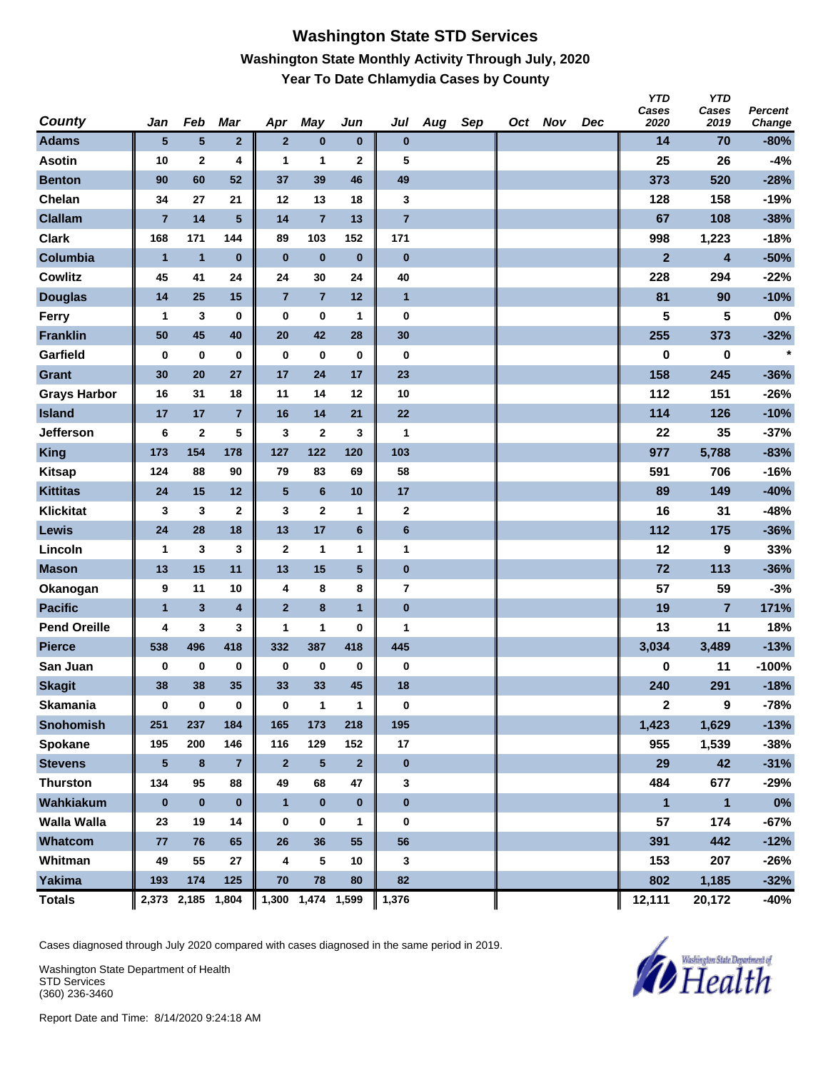# Washington State STD Services

## Washington State Monthly Activity Through July, 2020

### Year To Date Chlamydia Cases by County

| County | Jan | Feb | Mar | Apr | May | Jun | Jul | Aug | Sep | Oct | Nov | Dec | YTD Cases 2020 | YTD Cases 2019 | Percent Change |
|---|---|---|---|---|---|---|---|---|---|---|---|---|---|---|---|
| Adams | 5 | 5 | 2 | 2 | 0 | 0 | 0 | | | | | | 14 | 70 | -80% |
| Asotin | 10 | 2 | 4 | 1 | 1 | 2 | 5 | | | | | | 25 | 26 | -4% |
| Benton | 90 | 60 | 52 | 37 | 39 | 46 | 49 | | | | | | 373 | 520 | -28% |
| Chelan | 34 | 27 | 21 | 12 | 13 | 18 | 3 | | | | | | 128 | 158 | -19% |
| Clallam | 7 | 14 | 5 | 14 | 7 | 13 | 7 | | | | | | 67 | 108 | -38% |
| Clark | 168 | 171 | 144 | 89 | 103 | 152 | 171 | | | | | | 998 | 1,223 | -18% |
| Columbia | 1 | 1 | 0 | 0 | 0 | 0 | 0 | | | | | | 2 | 4 | -50% |
| Cowlitz | 45 | 41 | 24 | 24 | 30 | 24 | 40 | | | | | | 228 | 294 | -22% |
| Douglas | 14 | 25 | 15 | 7 | 7 | 12 | 1 | | | | | | 81 | 90 | -10% |
| Ferry | 1 | 3 | 0 | 0 | 0 | 1 | 0 | | | | | | 5 | 5 | 0% |
| Franklin | 50 | 45 | 40 | 20 | 42 | 28 | 30 | | | | | | 255 | 373 | -32% |
| Garfield | 0 | 0 | 0 | 0 | 0 | 0 | 0 | | | | | | 0 | 0 | * |
| Grant | 30 | 20 | 27 | 17 | 24 | 17 | 23 | | | | | | 158 | 245 | -36% |
| Grays Harbor | 16 | 31 | 18 | 11 | 14 | 12 | 10 | | | | | | 112 | 151 | -26% |
| Island | 17 | 17 | 7 | 16 | 14 | 21 | 22 | | | | | | 114 | 126 | -10% |
| Jefferson | 6 | 2 | 5 | 3 | 2 | 3 | 1 | | | | | | 22 | 35 | -37% |
| King | 173 | 154 | 178 | 127 | 122 | 120 | 103 | | | | | | 977 | 5,788 | -83% |
| Kitsap | 124 | 88 | 90 | 79 | 83 | 69 | 58 | | | | | | 591 | 706 | -16% |
| Kittitas | 24 | 15 | 12 | 5 | 6 | 10 | 17 | | | | | | 89 | 149 | -40% |
| Klickitat | 3 | 3 | 2 | 3 | 2 | 1 | 2 | | | | | | 16 | 31 | -48% |
| Lewis | 24 | 28 | 18 | 13 | 17 | 6 | 6 | | | | | | 112 | 175 | -36% |
| Lincoln | 1 | 3 | 3 | 2 | 1 | 1 | 1 | | | | | | 12 | 9 | 33% |
| Mason | 13 | 15 | 11 | 13 | 15 | 5 | 0 | | | | | | 72 | 113 | -36% |
| Okanogan | 9 | 11 | 10 | 4 | 8 | 8 | 7 | | | | | | 57 | 59 | -3% |
| Pacific | 1 | 3 | 4 | 2 | 8 | 1 | 0 | | | | | | 19 | 7 | 171% |
| Pend Oreille | 4 | 3 | 3 | 1 | 1 | 0 | 1 | | | | | | 13 | 11 | 18% |
| Pierce | 538 | 496 | 418 | 332 | 387 | 418 | 445 | | | | | | 3,034 | 3,489 | -13% |
| San Juan | 0 | 0 | 0 | 0 | 0 | 0 | 0 | | | | | | 0 | 11 | -100% |
| Skagit | 38 | 38 | 35 | 33 | 33 | 45 | 18 | | | | | | 240 | 291 | -18% |
| Skamania | 0 | 0 | 0 | 0 | 1 | 1 | 0 | | | | | | 2 | 9 | -78% |
| Snohomish | 251 | 237 | 184 | 165 | 173 | 218 | 195 | | | | | | 1,423 | 1,629 | -13% |
| Spokane | 195 | 200 | 146 | 116 | 129 | 152 | 17 | | | | | | 955 | 1,539 | -38% |
| Stevens | 5 | 8 | 7 | 2 | 5 | 2 | 0 | | | | | | 29 | 42 | -31% |
| Thurston | 134 | 95 | 88 | 49 | 68 | 47 | 3 | | | | | | 484 | 677 | -29% |
| Wahkiakum | 0 | 0 | 0 | 1 | 0 | 0 | 0 | | | | | | 1 | 1 | 0% |
| Walla Walla | 23 | 19 | 14 | 0 | 0 | 1 | 0 | | | | | | 57 | 174 | -67% |
| Whatcom | 77 | 76 | 65 | 26 | 36 | 55 | 56 | | | | | | 391 | 442 | -12% |
| Whitman | 49 | 55 | 27 | 4 | 5 | 10 | 3 | | | | | | 153 | 207 | -26% |
| Yakima | 193 | 174 | 125 | 70 | 78 | 80 | 82 | | | | | | 802 | 1,185 | -32% |
| Totals | 2,373 | 2,185 | 1,804 | 1,300 | 1,474 | 1,599 | 1,376 | | | | | | 12,111 | 20,172 | -40% |

Cases diagnosed through July 2020 compared with cases diagnosed in the same period in 2019.

Washington State Department of Health
STD Services
(360) 236-3460

Report Date and Time: 8/14/2020 9:24:18 AM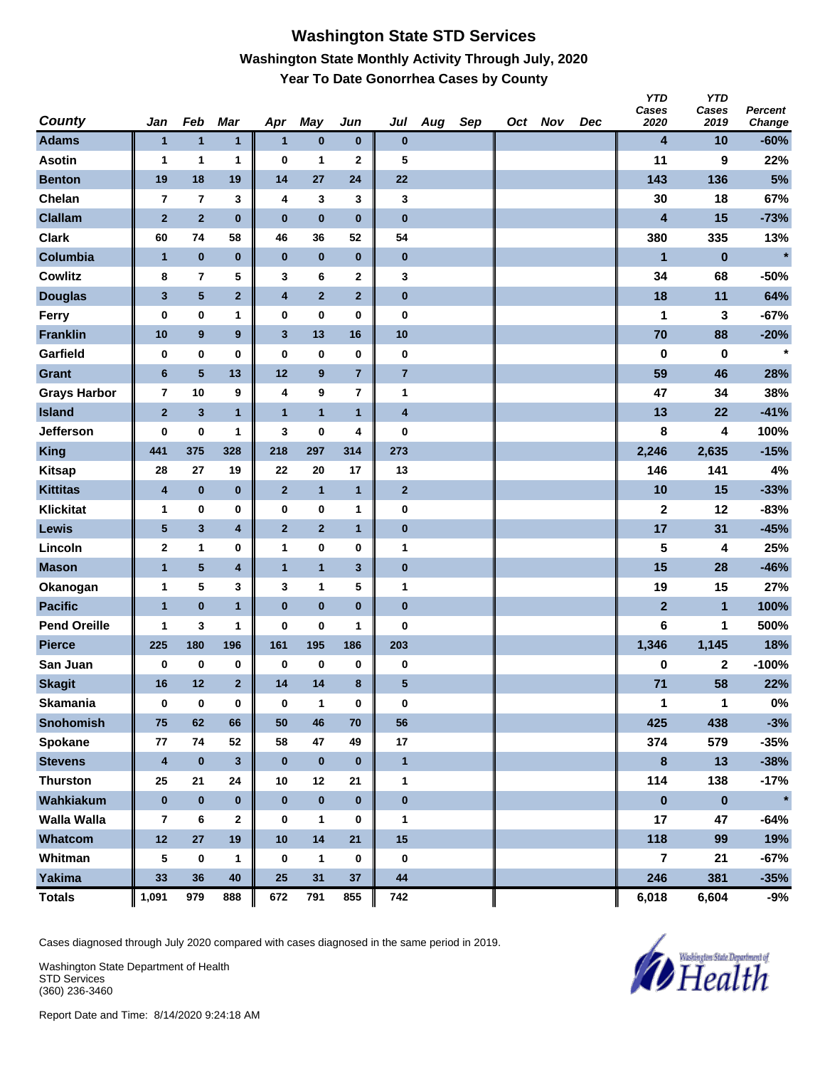# Washington State STD Services

## Washington State Monthly Activity Through July, 2020

### Year To Date Gonorrhea Cases by County

| County | Jan | Feb | Mar | Apr | May | Jun | Jul | Aug | Sep | Oct | Nov | Dec | YTD Cases 2020 | YTD Cases 2019 | Percent Change |
|---|---|---|---|---|---|---|---|---|---|---|---|---|---|---|---|
| Adams | 1 | 1 | 1 | 1 | 0 | 0 | 0 | | | | | | 4 | 10 | -60% |
| Asotin | 1 | 1 | 1 | 0 | 1 | 2 | 5 | | | | | | 11 | 9 | 22% |
| Benton | 19 | 18 | 19 | 14 | 27 | 24 | 22 | | | | | | 143 | 136 | 5% |
| Chelan | 7 | 7 | 3 | 4 | 3 | 3 | 3 | | | | | | 30 | 18 | 67% |
| Clallam | 2 | 2 | 0 | 0 | 0 | 0 | 0 | | | | | | 4 | 15 | -73% |
| Clark | 60 | 74 | 58 | 46 | 36 | 52 | 54 | | | | | | 380 | 335 | 13% |
| Columbia | 1 | 0 | 0 | 0 | 0 | 0 | 0 | | | | | | 1 | 0 | * |
| Cowlitz | 8 | 7 | 5 | 3 | 6 | 2 | 3 | | | | | | 34 | 68 | -50% |
| Douglas | 3 | 5 | 2 | 4 | 2 | 2 | 0 | | | | | | 18 | 11 | 64% |
| Ferry | 0 | 0 | 1 | 0 | 0 | 0 | 0 | | | | | | 1 | 3 | -67% |
| Franklin | 10 | 9 | 9 | 3 | 13 | 16 | 10 | | | | | | 70 | 88 | -20% |
| Garfield | 0 | 0 | 0 | 0 | 0 | 0 | 0 | | | | | | 0 | 0 | * |
| Grant | 6 | 5 | 13 | 12 | 9 | 7 | 7 | | | | | | 59 | 46 | 28% |
| Grays Harbor | 7 | 10 | 9 | 4 | 9 | 7 | 1 | | | | | | 47 | 34 | 38% |
| Island | 2 | 3 | 1 | 1 | 1 | 1 | 4 | | | | | | 13 | 22 | -41% |
| Jefferson | 0 | 0 | 1 | 3 | 0 | 4 | 0 | | | | | | 8 | 4 | 100% |
| King | 441 | 375 | 328 | 218 | 297 | 314 | 273 | | | | | | 2,246 | 2,635 | -15% |
| Kitsap | 28 | 27 | 19 | 22 | 20 | 17 | 13 | | | | | | 146 | 141 | 4% |
| Kittitas | 4 | 0 | 0 | 2 | 1 | 1 | 2 | | | | | | 10 | 15 | -33% |
| Klickitat | 1 | 0 | 0 | 0 | 0 | 1 | 0 | | | | | | 2 | 12 | -83% |
| Lewis | 5 | 3 | 4 | 2 | 2 | 1 | 0 | | | | | | 17 | 31 | -45% |
| Lincoln | 2 | 1 | 0 | 1 | 0 | 0 | 1 | | | | | | 5 | 4 | 25% |
| Mason | 1 | 5 | 4 | 1 | 1 | 3 | 0 | | | | | | 15 | 28 | -46% |
| Okanogan | 1 | 5 | 3 | 3 | 1 | 5 | 1 | | | | | | 19 | 15 | 27% |
| Pacific | 1 | 0 | 1 | 0 | 0 | 0 | 0 | | | | | | 2 | 1 | 100% |
| Pend Oreille | 1 | 3 | 1 | 0 | 0 | 1 | 0 | | | | | | 6 | 1 | 500% |
| Pierce | 225 | 180 | 196 | 161 | 195 | 186 | 203 | | | | | | 1,346 | 1,145 | 18% |
| San Juan | 0 | 0 | 0 | 0 | 0 | 0 | 0 | | | | | | 0 | 2 | -100% |
| Skagit | 16 | 12 | 2 | 14 | 14 | 8 | 5 | | | | | | 71 | 58 | 22% |
| Skamania | 0 | 0 | 0 | 0 | 1 | 0 | 0 | | | | | | 1 | 1 | 0% |
| Snohomish | 75 | 62 | 66 | 50 | 46 | 70 | 56 | | | | | | 425 | 438 | -3% |
| Spokane | 77 | 74 | 52 | 58 | 47 | 49 | 17 | | | | | | 374 | 579 | -35% |
| Stevens | 4 | 0 | 3 | 0 | 0 | 0 | 1 | | | | | | 8 | 13 | -38% |
| Thurston | 25 | 21 | 24 | 10 | 12 | 21 | 1 | | | | | | 114 | 138 | -17% |
| Wahkiakum | 0 | 0 | 0 | 0 | 0 | 0 | 0 | | | | | | 0 | 0 | * |
| Walla Walla | 7 | 6 | 2 | 0 | 1 | 0 | 1 | | | | | | 17 | 47 | -64% |
| Whatcom | 12 | 27 | 19 | 10 | 14 | 21 | 15 | | | | | | 118 | 99 | 19% |
| Whitman | 5 | 0 | 1 | 0 | 1 | 0 | 0 | | | | | | 7 | 21 | -67% |
| Yakima | 33 | 36 | 40 | 25 | 31 | 37 | 44 | | | | | | 246 | 381 | -35% |
| Totals | 1,091 | 979 | 888 | 672 | 791 | 855 | 742 | | | | | | 6,018 | 6,604 | -9% |

Cases diagnosed through July 2020 compared with cases diagnosed in the same period in 2019.

Washington State Department of Health
STD Services
(360) 236-3460

Report Date and Time: 8/14/2020 9:24:18 AM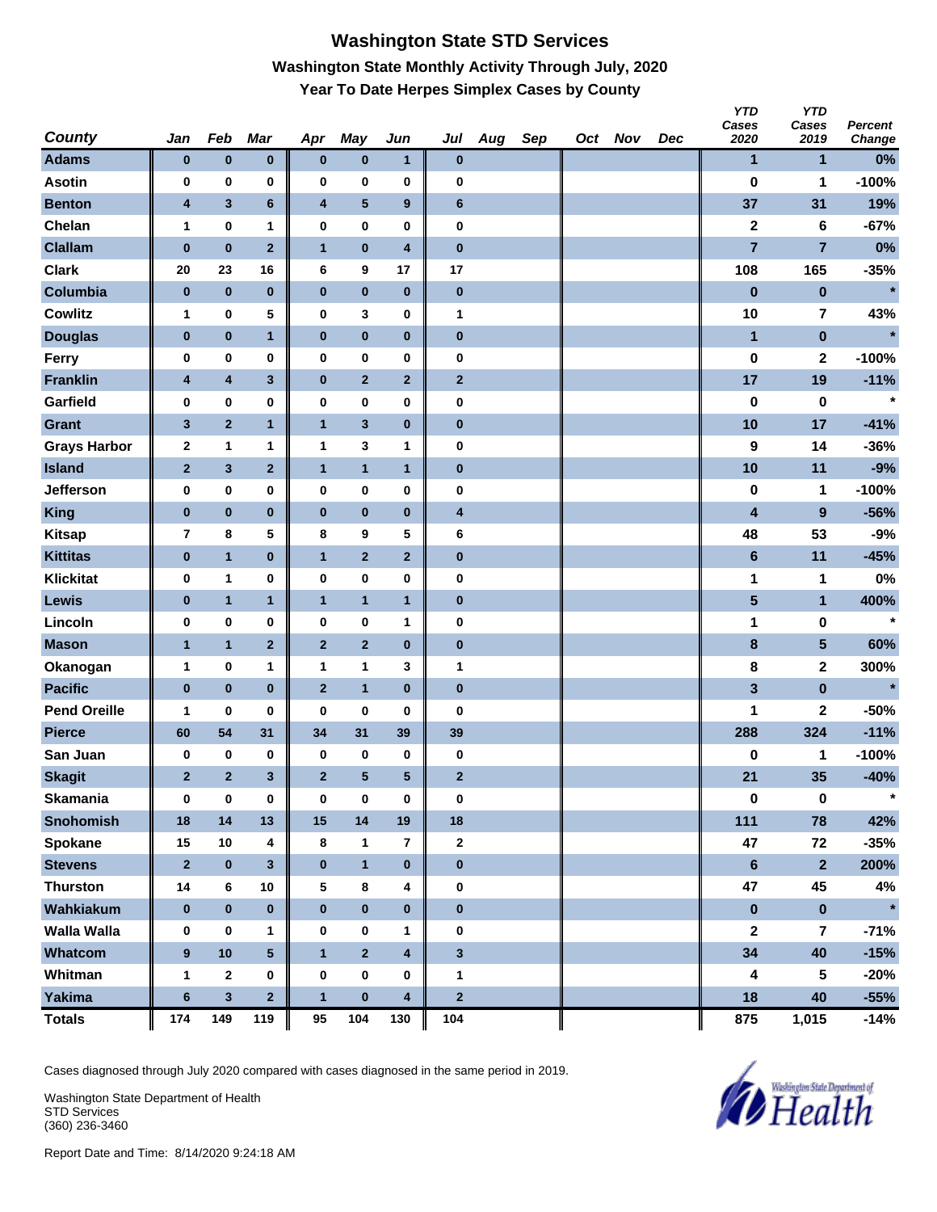# Washington State STD Services

## Washington State Monthly Activity Through July, 2020

### Year To Date Herpes Simplex Cases by County

| County | Jan | Feb | Mar | Apr | May | Jun | Jul | Aug | Sep | Oct | Nov | Dec | YTD Cases 2020 | YTD Cases 2019 | Percent Change |
|---|---|---|---|---|---|---|---|---|---|---|---|---|---|---|---|
| Adams | 0 | 0 | 0 | 0 | 0 | 1 | 0 | | | | | | 1 | 1 | 0% |
| Asotin | 0 | 0 | 0 | 0 | 0 | 0 | 0 | | | | | | 0 | 1 | -100% |
| Benton | 4 | 3 | 6 | 4 | 5 | 9 | 6 | | | | | | 37 | 31 | 19% |
| Chelan | 1 | 0 | 1 | 0 | 0 | 0 | 0 | | | | | | 2 | 6 | -67% |
| Clallam | 0 | 0 | 2 | 1 | 0 | 4 | 0 | | | | | | 7 | 7 | 0% |
| Clark | 20 | 23 | 16 | 6 | 9 | 17 | 17 | | | | | | 108 | 165 | -35% |
| Columbia | 0 | 0 | 0 | 0 | 0 | 0 | 0 | | | | | | 0 | 0 | * |
| Cowlitz | 1 | 0 | 5 | 0 | 3 | 0 | 1 | | | | | | 10 | 7 | 43% |
| Douglas | 0 | 0 | 1 | 0 | 0 | 0 | 0 | | | | | | 1 | 0 | * |
| Ferry | 0 | 0 | 0 | 0 | 0 | 0 | 0 | | | | | | 0 | 2 | -100% |
| Franklin | 4 | 4 | 3 | 0 | 2 | 2 | 2 | | | | | | 17 | 19 | -11% |
| Garfield | 0 | 0 | 0 | 0 | 0 | 0 | 0 | | | | | | 0 | 0 | * |
| Grant | 3 | 2 | 1 | 1 | 3 | 0 | 0 | | | | | | 10 | 17 | -41% |
| Grays Harbor | 2 | 1 | 1 | 1 | 3 | 1 | 0 | | | | | | 9 | 14 | -36% |
| Island | 2 | 3 | 2 | 1 | 1 | 1 | 0 | | | | | | 10 | 11 | -9% |
| Jefferson | 0 | 0 | 0 | 0 | 0 | 0 | 0 | | | | | | 0 | 1 | -100% |
| King | 0 | 0 | 0 | 0 | 0 | 0 | 4 | | | | | | 4 | 9 | -56% |
| Kitsap | 7 | 8 | 5 | 8 | 9 | 5 | 6 | | | | | | 48 | 53 | -9% |
| Kittitas | 0 | 1 | 0 | 1 | 2 | 2 | 0 | | | | | | 6 | 11 | -45% |
| Klickitat | 0 | 1 | 0 | 0 | 0 | 0 | 0 | | | | | | 1 | 1 | 0% |
| Lewis | 0 | 1 | 1 | 1 | 1 | 1 | 0 | | | | | | 5 | 1 | 400% |
| Lincoln | 0 | 0 | 0 | 0 | 0 | 1 | 0 | | | | | | 1 | 0 | * |
| Mason | 1 | 1 | 2 | 2 | 2 | 0 | 0 | | | | | | 8 | 5 | 60% |
| Okanogan | 1 | 0 | 1 | 1 | 1 | 3 | 1 | | | | | | 8 | 2 | 300% |
| Pacific | 0 | 0 | 0 | 2 | 1 | 0 | 0 | | | | | | 3 | 0 | * |
| Pend Oreille | 1 | 0 | 0 | 0 | 0 | 0 | 0 | | | | | | 1 | 2 | -50% |
| Pierce | 60 | 54 | 31 | 34 | 31 | 39 | 39 | | | | | | 288 | 324 | -11% |
| San Juan | 0 | 0 | 0 | 0 | 0 | 0 | 0 | | | | | | 0 | 1 | -100% |
| Skagit | 2 | 2 | 3 | 2 | 5 | 5 | 2 | | | | | | 21 | 35 | -40% |
| Skamania | 0 | 0 | 0 | 0 | 0 | 0 | 0 | | | | | | 0 | 0 | * |
| Snohomish | 18 | 14 | 13 | 15 | 14 | 19 | 18 | | | | | | 111 | 78 | 42% |
| Spokane | 15 | 10 | 4 | 8 | 1 | 7 | 2 | | | | | | 47 | 72 | -35% |
| Stevens | 2 | 0 | 3 | 0 | 1 | 0 | 0 | | | | | | 6 | 2 | 200% |
| Thurston | 14 | 6 | 10 | 5 | 8 | 4 | 0 | | | | | | 47 | 45 | 4% |
| Wahkiakum | 0 | 0 | 0 | 0 | 0 | 0 | 0 | | | | | | 0 | 0 | * |
| Walla Walla | 0 | 0 | 1 | 0 | 0 | 1 | 0 | | | | | | 2 | 7 | -71% |
| Whatcom | 9 | 10 | 5 | 1 | 2 | 4 | 3 | | | | | | 34 | 40 | -15% |
| Whitman | 1 | 2 | 0 | 0 | 0 | 0 | 1 | | | | | | 4 | 5 | -20% |
| Yakima | 6 | 3 | 2 | 1 | 0 | 4 | 2 | | | | | | 18 | 40 | -55% |
| Totals | 174 | 149 | 119 | 95 | 104 | 130 | 104 | | | | | | 875 | 1,015 | -14% |

Cases diagnosed through July 2020 compared with cases diagnosed in the same period in 2019.

Washington State Department of Health
STD Services
(360) 236-3460

Report Date and Time: 8/14/2020 9:24:18 AM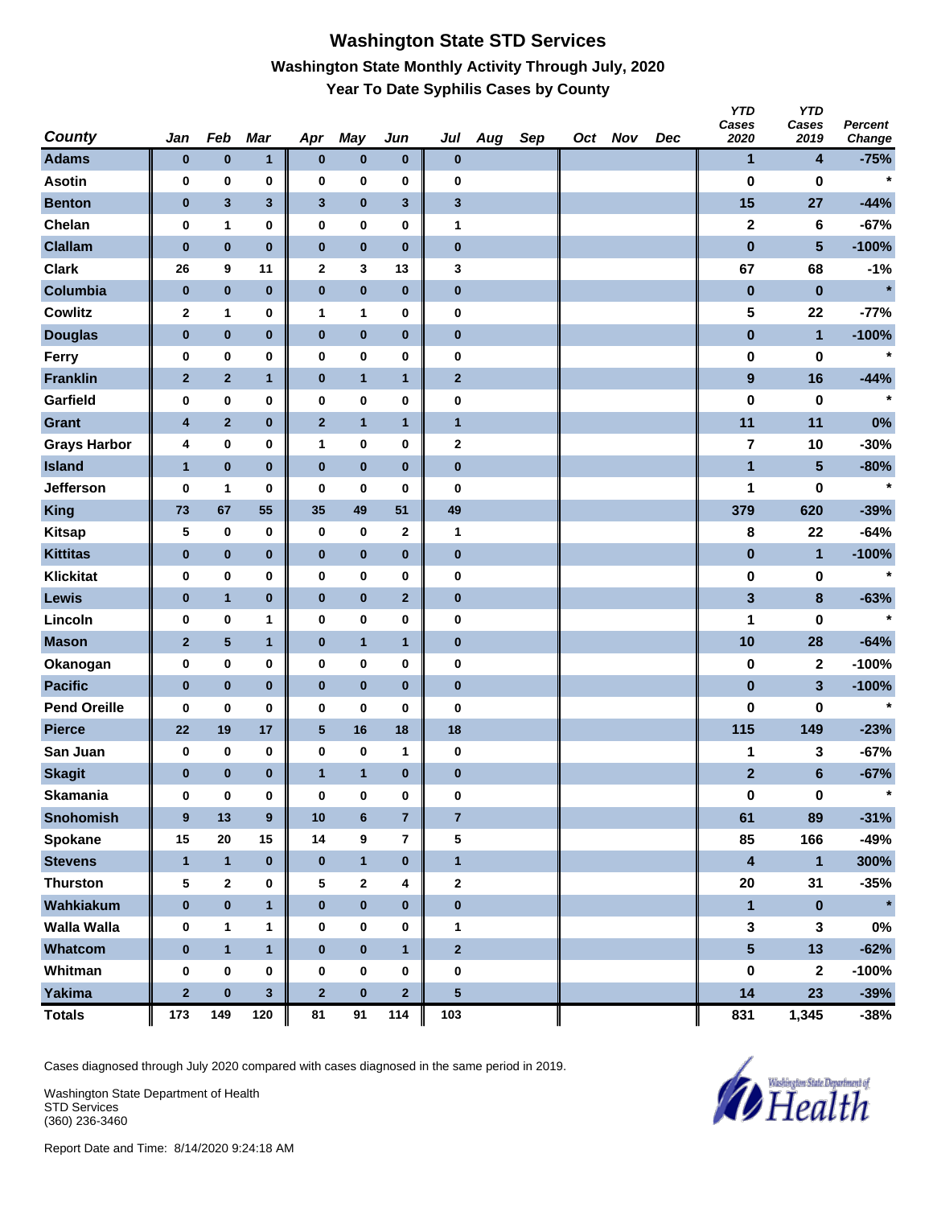# Washington State STD Services

## Washington State Monthly Activity Through July, 2020

### Year To Date Syphilis Cases by County

| County | Jan | Feb | Mar | Apr | May | Jun | Jul | Aug | Sep | Oct | Nov | Dec | YTD Cases 2020 | YTD Cases 2019 | Percent Change |
|---|---|---|---|---|---|---|---|---|---|---|---|---|---|---|---|
| Adams | 0 | 0 | 1 | 0 | 0 | 0 | 0 | | | | | | 1 | 4 | -75% |
| Asotin | 0 | 0 | 0 | 0 | 0 | 0 | 0 | | | | | | 0 | 0 | * |
| Benton | 0 | 3 | 3 | 3 | 0 | 3 | 3 | | | | | | 15 | 27 | -44% |
| Chelan | 0 | 1 | 0 | 0 | 0 | 0 | 1 | | | | | | 2 | 6 | -67% |
| Clallam | 0 | 0 | 0 | 0 | 0 | 0 | 0 | | | | | | 0 | 5 | -100% |
| Clark | 26 | 9 | 11 | 2 | 3 | 13 | 3 | | | | | | 67 | 68 | -1% |
| Columbia | 0 | 0 | 0 | 0 | 0 | 0 | 0 | | | | | | 0 | 0 | * |
| Cowlitz | 2 | 1 | 0 | 1 | 1 | 0 | 0 | | | | | | 5 | 22 | -77% |
| Douglas | 0 | 0 | 0 | 0 | 0 | 0 | 0 | | | | | | 0 | 1 | -100% |
| Ferry | 0 | 0 | 0 | 0 | 0 | 0 | 0 | | | | | | 0 | 0 | * |
| Franklin | 2 | 2 | 1 | 0 | 1 | 1 | 2 | | | | | | 9 | 16 | -44% |
| Garfield | 0 | 0 | 0 | 0 | 0 | 0 | 0 | | | | | | 0 | 0 | * |
| Grant | 4 | 2 | 0 | 2 | 1 | 1 | 1 | | | | | | 11 | 11 | 0% |
| Grays Harbor | 4 | 0 | 0 | 1 | 0 | 0 | 2 | | | | | | 7 | 10 | -30% |
| Island | 1 | 0 | 0 | 0 | 0 | 0 | 0 | | | | | | 1 | 5 | -80% |
| Jefferson | 0 | 1 | 0 | 0 | 0 | 0 | 0 | | | | | | 1 | 0 | * |
| King | 73 | 67 | 55 | 35 | 49 | 51 | 49 | | | | | | 379 | 620 | -39% |
| Kitsap | 5 | 0 | 0 | 0 | 0 | 2 | 1 | | | | | | 8 | 22 | -64% |
| Kittitas | 0 | 0 | 0 | 0 | 0 | 0 | 0 | | | | | | 0 | 1 | -100% |
| Klickitat | 0 | 0 | 0 | 0 | 0 | 0 | 0 | | | | | | 0 | 0 | * |
| Lewis | 0 | 1 | 0 | 0 | 0 | 2 | 0 | | | | | | 3 | 8 | -63% |
| Lincoln | 0 | 0 | 1 | 0 | 0 | 0 | 0 | | | | | | 1 | 0 | * |
| Mason | 2 | 5 | 1 | 0 | 1 | 1 | 0 | | | | | | 10 | 28 | -64% |
| Okanogan | 0 | 0 | 0 | 0 | 0 | 0 | 0 | | | | | | 0 | 2 | -100% |
| Pacific | 0 | 0 | 0 | 0 | 0 | 0 | 0 | | | | | | 0 | 3 | -100% |
| Pend Oreille | 0 | 0 | 0 | 0 | 0 | 0 | 0 | | | | | | 0 | 0 | * |
| Pierce | 22 | 19 | 17 | 5 | 16 | 18 | 18 | | | | | | 115 | 149 | -23% |
| San Juan | 0 | 0 | 0 | 0 | 0 | 1 | 0 | | | | | | 1 | 3 | -67% |
| Skagit | 0 | 0 | 0 | 1 | 1 | 0 | 0 | | | | | | 2 | 6 | -67% |
| Skamania | 0 | 0 | 0 | 0 | 0 | 0 | 0 | | | | | | 0 | 0 | * |
| Snohomish | 9 | 13 | 9 | 10 | 6 | 7 | 7 | | | | | | 61 | 89 | -31% |
| Spokane | 15 | 20 | 15 | 14 | 9 | 7 | 5 | | | | | | 85 | 166 | -49% |
| Stevens | 1 | 1 | 0 | 0 | 1 | 0 | 1 | | | | | | 4 | 1 | 300% |
| Thurston | 5 | 2 | 0 | 5 | 2 | 4 | 2 | | | | | | 20 | 31 | -35% |
| Wahkiakum | 0 | 0 | 1 | 0 | 0 | 0 | 0 | | | | | | 1 | 0 | * |
| Walla Walla | 0 | 1 | 1 | 0 | 0 | 0 | 1 | | | | | | 3 | 3 | 0% |
| Whatcom | 0 | 1 | 1 | 0 | 0 | 1 | 2 | | | | | | 5 | 13 | -62% |
| Whitman | 0 | 0 | 0 | 0 | 0 | 0 | 0 | | | | | | 0 | 2 | -100% |
| Yakima | 2 | 0 | 3 | 2 | 0 | 2 | 5 | | | | | | 14 | 23 | -39% |
| Totals | 173 | 149 | 120 | 81 | 91 | 114 | 103 | | | | | | 831 | 1,345 | -38% |

Cases diagnosed through July 2020 compared with cases diagnosed in the same period in 2019.

Washington State Department of Health
STD Services
(360) 236-3460

Report Date and Time: 8/14/2020 9:24:18 AM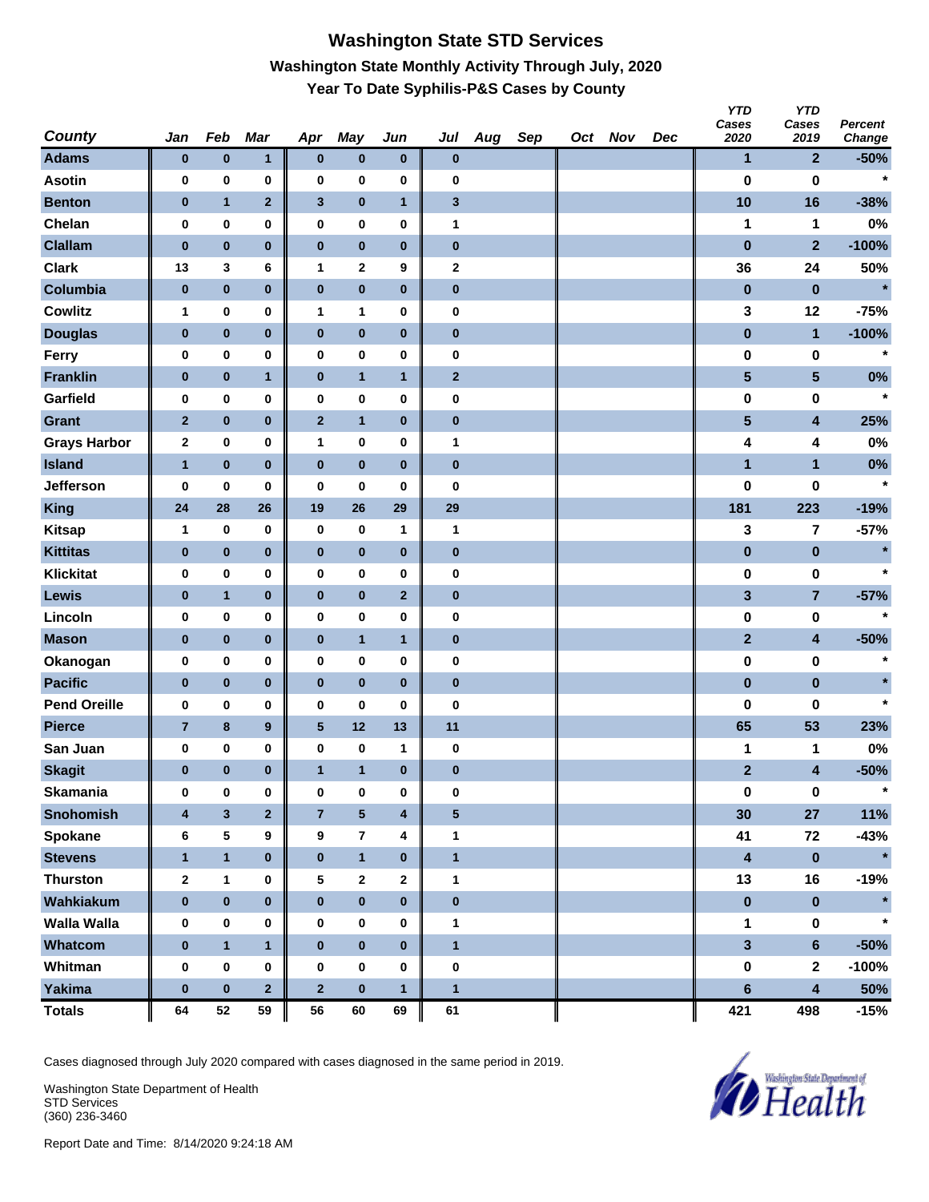# Washington State STD Services

## Washington State Monthly Activity Through July, 2020

### Year To Date Syphilis-P&S Cases by County

| County | Jan | Feb | Mar | Apr | May | Jun | Jul | Aug | Sep | Oct | Nov | Dec | YTD Cases 2020 | YTD Cases 2019 | Percent Change |
|---|---|---|---|---|---|---|---|---|---|---|---|---|---|---|---|
| Adams | 0 | 0 | 1 | 0 | 0 | 0 | 0 | | | | | | 1 | 2 | -50% |
| Asotin | 0 | 0 | 0 | 0 | 0 | 0 | 0 | | | | | | 0 | 0 | * |
| Benton | 0 | 1 | 2 | 3 | 0 | 1 | 3 | | | | | | 10 | 16 | -38% |
| Chelan | 0 | 0 | 0 | 0 | 0 | 0 | 1 | | | | | | 1 | 1 | 0% |
| Clallam | 0 | 0 | 0 | 0 | 0 | 0 | 0 | | | | | | 0 | 2 | -100% |
| Clark | 13 | 3 | 6 | 1 | 2 | 9 | 2 | | | | | | 36 | 24 | 50% |
| Columbia | 0 | 0 | 0 | 0 | 0 | 0 | 0 | | | | | | 0 | 0 | * |
| Cowlitz | 1 | 0 | 0 | 1 | 1 | 0 | 0 | | | | | | 3 | 12 | -75% |
| Douglas | 0 | 0 | 0 | 0 | 0 | 0 | 0 | | | | | | 0 | 1 | -100% |
| Ferry | 0 | 0 | 0 | 0 | 0 | 0 | 0 | | | | | | 0 | 0 | * |
| Franklin | 0 | 0 | 1 | 0 | 1 | 1 | 2 | | | | | | 5 | 5 | 0% |
| Garfield | 0 | 0 | 0 | 0 | 0 | 0 | 0 | | | | | | 0 | 0 | * |
| Grant | 2 | 0 | 0 | 2 | 1 | 0 | 0 | | | | | | 5 | 4 | 25% |
| Grays Harbor | 2 | 0 | 0 | 1 | 0 | 0 | 1 | | | | | | 4 | 4 | 0% |
| Island | 1 | 0 | 0 | 0 | 0 | 0 | 0 | | | | | | 1 | 1 | 0% |
| Jefferson | 0 | 0 | 0 | 0 | 0 | 0 | 0 | | | | | | 0 | 0 | * |
| King | 24 | 28 | 26 | 19 | 26 | 29 | 29 | | | | | | 181 | 223 | -19% |
| Kitsap | 1 | 0 | 0 | 0 | 0 | 1 | 1 | | | | | | 3 | 7 | -57% |
| Kittitas | 0 | 0 | 0 | 0 | 0 | 0 | 0 | | | | | | 0 | 0 | * |
| Klickitat | 0 | 0 | 0 | 0 | 0 | 0 | 0 | | | | | | 0 | 0 | * |
| Lewis | 0 | 1 | 0 | 0 | 0 | 2 | 0 | | | | | | 3 | 7 | -57% |
| Lincoln | 0 | 0 | 0 | 0 | 0 | 0 | 0 | | | | | | 0 | 0 | * |
| Mason | 0 | 0 | 0 | 0 | 1 | 1 | 0 | | | | | | 2 | 4 | -50% |
| Okanogan | 0 | 0 | 0 | 0 | 0 | 0 | 0 | | | | | | 0 | 0 | * |
| Pacific | 0 | 0 | 0 | 0 | 0 | 0 | 0 | | | | | | 0 | 0 | * |
| Pend Oreille | 0 | 0 | 0 | 0 | 0 | 0 | 0 | | | | | | 0 | 0 | * |
| Pierce | 7 | 8 | 9 | 5 | 12 | 13 | 11 | | | | | | 65 | 53 | 23% |
| San Juan | 0 | 0 | 0 | 0 | 0 | 1 | 0 | | | | | | 1 | 1 | 0% |
| Skagit | 0 | 0 | 0 | 1 | 1 | 0 | 0 | | | | | | 2 | 4 | -50% |
| Skamania | 0 | 0 | 0 | 0 | 0 | 0 | 0 | | | | | | 0 | 0 | * |
| Snohomish | 4 | 3 | 2 | 7 | 5 | 4 | 5 | | | | | | 30 | 27 | 11% |
| Spokane | 6 | 5 | 9 | 9 | 7 | 4 | 1 | | | | | | 41 | 72 | -43% |
| Stevens | 1 | 1 | 0 | 0 | 1 | 0 | 1 | | | | | | 4 | 0 | * |
| Thurston | 2 | 1 | 0 | 5 | 2 | 2 | 1 | | | | | | 13 | 16 | -19% |
| Wahkiakum | 0 | 0 | 0 | 0 | 0 | 0 | 0 | | | | | | 0 | 0 | * |
| Walla Walla | 0 | 0 | 0 | 0 | 0 | 0 | 1 | | | | | | 1 | 0 | * |
| Whatcom | 0 | 1 | 1 | 0 | 0 | 0 | 1 | | | | | | 3 | 6 | -50% |
| Whitman | 0 | 0 | 0 | 0 | 0 | 0 | 0 | | | | | | 0 | 2 | -100% |
| Yakima | 0 | 0 | 2 | 2 | 0 | 1 | 1 | | | | | | 6 | 4 | 50% |
| Totals | 64 | 52 | 59 | 56 | 60 | 69 | 61 | | | | | | 421 | 498 | -15% |

Cases diagnosed through July 2020 compared with cases diagnosed in the same period in 2019.

Washington State Department of Health
STD Services
(360) 236-3460

Report Date and Time: 8/14/2020 9:24:18 AM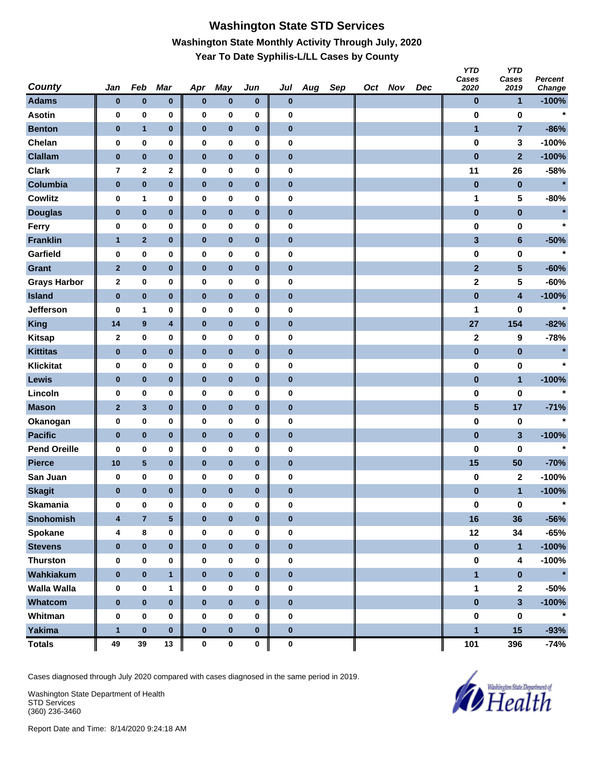# Washington State STD Services

## Washington State Monthly Activity Through July, 2020

### Year To Date Syphilis-L/LL Cases by County

| County | Jan | Feb | Mar | Apr | May | Jun | Jul | Aug | Sep | Oct | Nov | Dec | YTD Cases 2020 | YTD Cases 2019 | Percent Change |
|---|---|---|---|---|---|---|---|---|---|---|---|---|---|---|---|
| Adams | 0 | 0 | 0 | 0 | 0 | 0 | 0 | | | | | | 0 | 1 | -100% |
| Asotin | 0 | 0 | 0 | 0 | 0 | 0 | 0 | | | | | | 0 | 0 | * |
| Benton | 0 | 1 | 0 | 0 | 0 | 0 | 0 | | | | | | 1 | 7 | -86% |
| Chelan | 0 | 0 | 0 | 0 | 0 | 0 | 0 | | | | | | 0 | 3 | -100% |
| Clallam | 0 | 0 | 0 | 0 | 0 | 0 | 0 | | | | | | 0 | 2 | -100% |
| Clark | 7 | 2 | 2 | 0 | 0 | 0 | 0 | | | | | | 11 | 26 | -58% |
| Columbia | 0 | 0 | 0 | 0 | 0 | 0 | 0 | | | | | | 0 | 0 | * |
| Cowlitz | 0 | 1 | 0 | 0 | 0 | 0 | 0 | | | | | | 1 | 5 | -80% |
| Douglas | 0 | 0 | 0 | 0 | 0 | 0 | 0 | | | | | | 0 | 0 | * |
| Ferry | 0 | 0 | 0 | 0 | 0 | 0 | 0 | | | | | | 0 | 0 | * |
| Franklin | 1 | 2 | 0 | 0 | 0 | 0 | 0 | | | | | | 3 | 6 | -50% |
| Garfield | 0 | 0 | 0 | 0 | 0 | 0 | 0 | | | | | | 0 | 0 | * |
| Grant | 2 | 0 | 0 | 0 | 0 | 0 | 0 | | | | | | 2 | 5 | -60% |
| Grays Harbor | 2 | 0 | 0 | 0 | 0 | 0 | 0 | | | | | | 2 | 5 | -60% |
| Island | 0 | 0 | 0 | 0 | 0 | 0 | 0 | | | | | | 0 | 4 | -100% |
| Jefferson | 0 | 1 | 0 | 0 | 0 | 0 | 0 | | | | | | 1 | 0 | * |
| King | 14 | 9 | 4 | 0 | 0 | 0 | 0 | | | | | | 27 | 154 | -82% |
| Kitsap | 2 | 0 | 0 | 0 | 0 | 0 | 0 | | | | | | 2 | 9 | -78% |
| Kittitas | 0 | 0 | 0 | 0 | 0 | 0 | 0 | | | | | | 0 | 0 | * |
| Klickitat | 0 | 0 | 0 | 0 | 0 | 0 | 0 | | | | | | 0 | 0 | * |
| Lewis | 0 | 0 | 0 | 0 | 0 | 0 | 0 | | | | | | 0 | 1 | -100% |
| Lincoln | 0 | 0 | 0 | 0 | 0 | 0 | 0 | | | | | | 0 | 0 | * |
| Mason | 2 | 3 | 0 | 0 | 0 | 0 | 0 | | | | | | 5 | 17 | -71% |
| Okanogan | 0 | 0 | 0 | 0 | 0 | 0 | 0 | | | | | | 0 | 0 | * |
| Pacific | 0 | 0 | 0 | 0 | 0 | 0 | 0 | | | | | | 0 | 3 | -100% |
| Pend Oreille | 0 | 0 | 0 | 0 | 0 | 0 | 0 | | | | | | 0 | 0 | * |
| Pierce | 10 | 5 | 0 | 0 | 0 | 0 | 0 | | | | | | 15 | 50 | -70% |
| San Juan | 0 | 0 | 0 | 0 | 0 | 0 | 0 | | | | | | 0 | 2 | -100% |
| Skagit | 0 | 0 | 0 | 0 | 0 | 0 | 0 | | | | | | 0 | 1 | -100% |
| Skamania | 0 | 0 | 0 | 0 | 0 | 0 | 0 | | | | | | 0 | 0 | * |
| Snohomish | 4 | 7 | 5 | 0 | 0 | 0 | 0 | | | | | | 16 | 36 | -56% |
| Spokane | 4 | 8 | 0 | 0 | 0 | 0 | 0 | | | | | | 12 | 34 | -65% |
| Stevens | 0 | 0 | 0 | 0 | 0 | 0 | 0 | | | | | | 0 | 1 | -100% |
| Thurston | 0 | 0 | 0 | 0 | 0 | 0 | 0 | | | | | | 0 | 4 | -100% |
| Wahkiakum | 0 | 0 | 1 | 0 | 0 | 0 | 0 | | | | | | 1 | 0 | * |
| Walla Walla | 0 | 0 | 1 | 0 | 0 | 0 | 0 | | | | | | 1 | 2 | -50% |
| Whatcom | 0 | 0 | 0 | 0 | 0 | 0 | 0 | | | | | | 0 | 3 | -100% |
| Whitman | 0 | 0 | 0 | 0 | 0 | 0 | 0 | | | | | | 0 | 0 | * |
| Yakima | 1 | 0 | 0 | 0 | 0 | 0 | 0 | | | | | | 1 | 15 | -93% |
| Totals | 49 | 39 | 13 | 0 | 0 | 0 | 0 | | | | | | 101 | 396 | -74% |

Cases diagnosed through July 2020 compared with cases diagnosed in the same period in 2019.

Washington State Department of Health
STD Services
(360) 236-3460

Report Date and Time: 8/14/2020 9:24:18 AM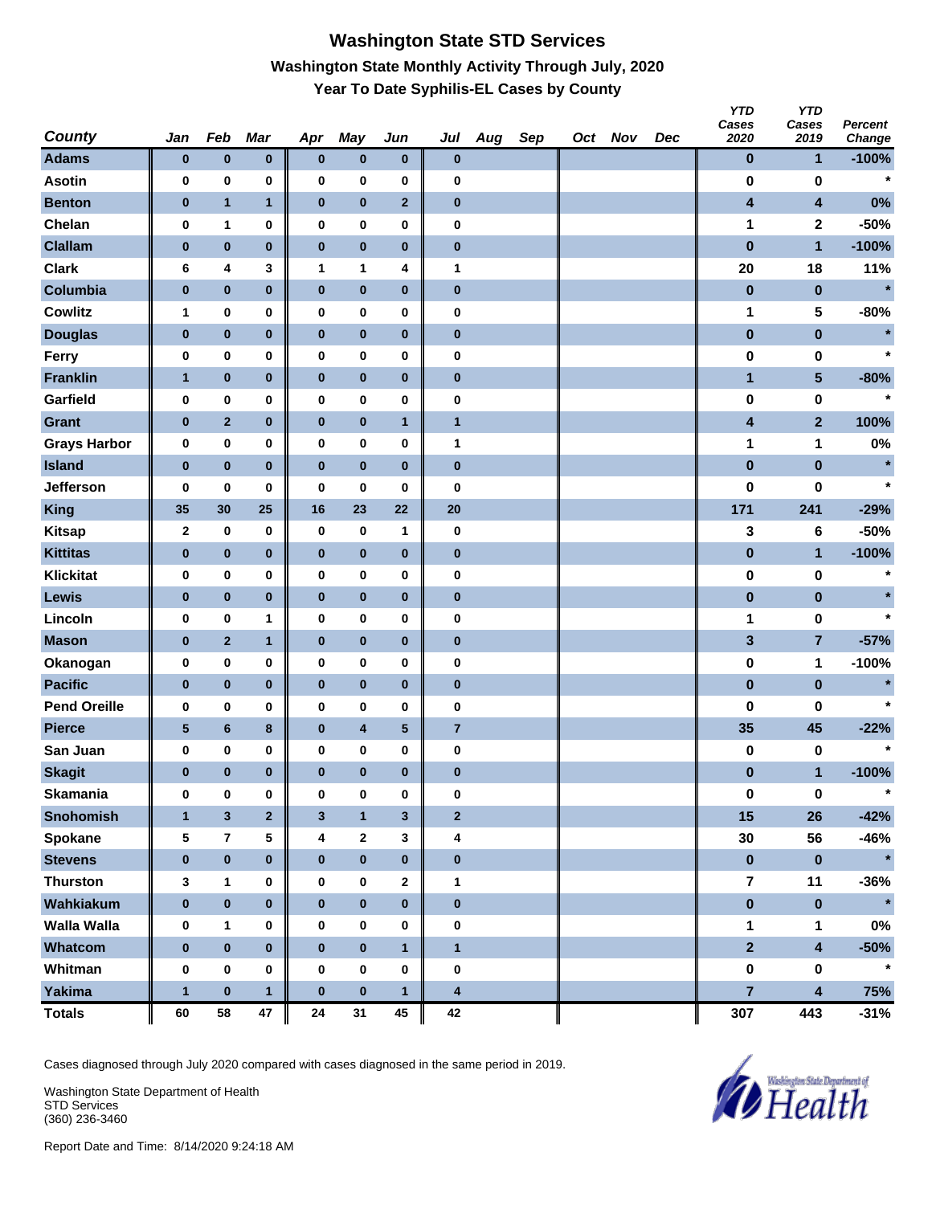# Washington State STD Services

## Washington State Monthly Activity Through July, 2020

### Year To Date Syphilis-EL Cases by County

| County | Jan | Feb | Mar | Apr | May | Jun | Jul | Aug | Sep | Oct | Nov | Dec | YTD Cases 2020 | YTD Cases 2019 | Percent Change |
|---|---|---|---|---|---|---|---|---|---|---|---|---|---|---|---|
| Adams | 0 | 0 | 0 | 0 | 0 | 0 | 0 | | | | | | 0 | 1 | -100% |
| Asotin | 0 | 0 | 0 | 0 | 0 | 0 | 0 | | | | | | 0 | 0 | * |
| Benton | 0 | 1 | 1 | 0 | 0 | 2 | 0 | | | | | | 4 | 4 | 0% |
| Chelan | 0 | 1 | 0 | 0 | 0 | 0 | 0 | | | | | | 1 | 2 | -50% |
| Clallam | 0 | 0 | 0 | 0 | 0 | 0 | 0 | | | | | | 0 | 1 | -100% |
| Clark | 6 | 4 | 3 | 1 | 1 | 4 | 1 | | | | | | 20 | 18 | 11% |
| Columbia | 0 | 0 | 0 | 0 | 0 | 0 | 0 | | | | | | 0 | 0 | * |
| Cowlitz | 1 | 0 | 0 | 0 | 0 | 0 | 0 | | | | | | 1 | 5 | -80% |
| Douglas | 0 | 0 | 0 | 0 | 0 | 0 | 0 | | | | | | 0 | 0 | * |
| Ferry | 0 | 0 | 0 | 0 | 0 | 0 | 0 | | | | | | 0 | 0 | * |
| Franklin | 1 | 0 | 0 | 0 | 0 | 0 | 0 | | | | | | 1 | 5 | -80% |
| Garfield | 0 | 0 | 0 | 0 | 0 | 0 | 0 | | | | | | 0 | 0 | * |
| Grant | 0 | 2 | 0 | 0 | 0 | 1 | 1 | | | | | | 4 | 2 | 100% |
| Grays Harbor | 0 | 0 | 0 | 0 | 0 | 0 | 1 | | | | | | 1 | 1 | 0% |
| Island | 0 | 0 | 0 | 0 | 0 | 0 | 0 | | | | | | 0 | 0 | * |
| Jefferson | 0 | 0 | 0 | 0 | 0 | 0 | 0 | | | | | | 0 | 0 | * |
| King | 35 | 30 | 25 | 16 | 23 | 22 | 20 | | | | | | 171 | 241 | -29% |
| Kitsap | 2 | 0 | 0 | 0 | 0 | 1 | 0 | | | | | | 3 | 6 | -50% |
| Kittitas | 0 | 0 | 0 | 0 | 0 | 0 | 0 | | | | | | 0 | 1 | -100% |
| Klickitat | 0 | 0 | 0 | 0 | 0 | 0 | 0 | | | | | | 0 | 0 | * |
| Lewis | 0 | 0 | 0 | 0 | 0 | 0 | 0 | | | | | | 0 | 0 | * |
| Lincoln | 0 | 0 | 1 | 0 | 0 | 0 | 0 | | | | | | 1 | 0 | * |
| Mason | 0 | 2 | 1 | 0 | 0 | 0 | 0 | | | | | | 3 | 7 | -57% |
| Okanogan | 0 | 0 | 0 | 0 | 0 | 0 | 0 | | | | | | 0 | 1 | -100% |
| Pacific | 0 | 0 | 0 | 0 | 0 | 0 | 0 | | | | | | 0 | 0 | * |
| Pend Oreille | 0 | 0 | 0 | 0 | 0 | 0 | 0 | | | | | | 0 | 0 | * |
| Pierce | 5 | 6 | 8 | 0 | 4 | 5 | 7 | | | | | | 35 | 45 | -22% |
| San Juan | 0 | 0 | 0 | 0 | 0 | 0 | 0 | | | | | | 0 | 0 | * |
| Skagit | 0 | 0 | 0 | 0 | 0 | 0 | 0 | | | | | | 0 | 1 | -100% |
| Skamania | 0 | 0 | 0 | 0 | 0 | 0 | 0 | | | | | | 0 | 0 | * |
| Snohomish | 1 | 3 | 2 | 3 | 1 | 3 | 2 | | | | | | 15 | 26 | -42% |
| Spokane | 5 | 7 | 5 | 4 | 2 | 3 | 4 | | | | | | 30 | 56 | -46% |
| Stevens | 0 | 0 | 0 | 0 | 0 | 0 | 0 | | | | | | 0 | 0 | * |
| Thurston | 3 | 1 | 0 | 0 | 0 | 2 | 1 | | | | | | 7 | 11 | -36% |
| Wahkiakum | 0 | 0 | 0 | 0 | 0 | 0 | 0 | | | | | | 0 | 0 | * |
| Walla Walla | 0 | 1 | 0 | 0 | 0 | 0 | 0 | | | | | | 1 | 1 | 0% |
| Whatcom | 0 | 0 | 0 | 0 | 0 | 1 | 1 | | | | | | 2 | 4 | -50% |
| Whitman | 0 | 0 | 0 | 0 | 0 | 0 | 0 | | | | | | 0 | 0 | * |
| Yakima | 1 | 0 | 1 | 0 | 0 | 1 | 4 | | | | | | 7 | 4 | 75% |
| Totals | 60 | 58 | 47 | 24 | 31 | 45 | 42 | | | | | | 307 | 443 | -31% |

Cases diagnosed through July 2020 compared with cases diagnosed in the same period in 2019.

Washington State Department of Health
STD Services
(360) 236-3460

Report Date and Time: 8/14/2020 9:24:18 AM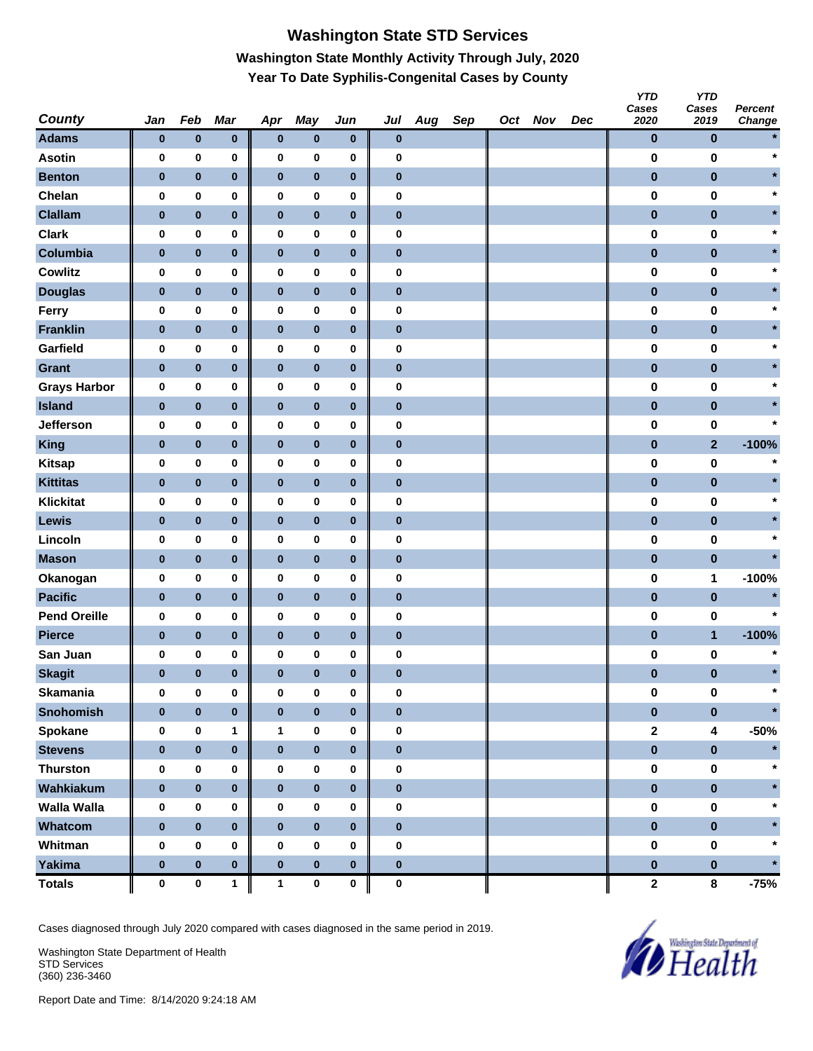# Washington State STD Services

## Washington State Monthly Activity Through July, 2020

### Year To Date Syphilis-Congenital Cases by County

| County | Jan | Feb | Mar | Apr | May | Jun | Jul | Aug | Sep | Oct | Nov | Dec | YTD Cases 2020 | YTD Cases 2019 | Percent Change |
|---|---|---|---|---|---|---|---|---|---|---|---|---|---|---|---|
| Adams | 0 | 0 | 0 | 0 | 0 | 0 | 0 | | | | | | 0 | 0 | * |
| Asotin | 0 | 0 | 0 | 0 | 0 | 0 | 0 | | | | | | 0 | 0 | * |
| Benton | 0 | 0 | 0 | 0 | 0 | 0 | 0 | | | | | | 0 | 0 | * |
| Chelan | 0 | 0 | 0 | 0 | 0 | 0 | 0 | | | | | | 0 | 0 | * |
| Clallam | 0 | 0 | 0 | 0 | 0 | 0 | 0 | | | | | | 0 | 0 | * |
| Clark | 0 | 0 | 0 | 0 | 0 | 0 | 0 | | | | | | 0 | 0 | * |
| Columbia | 0 | 0 | 0 | 0 | 0 | 0 | 0 | | | | | | 0 | 0 | * |
| Cowlitz | 0 | 0 | 0 | 0 | 0 | 0 | 0 | | | | | | 0 | 0 | * |
| Douglas | 0 | 0 | 0 | 0 | 0 | 0 | 0 | | | | | | 0 | 0 | * |
| Ferry | 0 | 0 | 0 | 0 | 0 | 0 | 0 | | | | | | 0 | 0 | * |
| Franklin | 0 | 0 | 0 | 0 | 0 | 0 | 0 | | | | | | 0 | 0 | * |
| Garfield | 0 | 0 | 0 | 0 | 0 | 0 | 0 | | | | | | 0 | 0 | * |
| Grant | 0 | 0 | 0 | 0 | 0 | 0 | 0 | | | | | | 0 | 0 | * |
| Grays Harbor | 0 | 0 | 0 | 0 | 0 | 0 | 0 | | | | | | 0 | 0 | * |
| Island | 0 | 0 | 0 | 0 | 0 | 0 | 0 | | | | | | 0 | 0 | * |
| Jefferson | 0 | 0 | 0 | 0 | 0 | 0 | 0 | | | | | | 0 | 0 | * |
| King | 0 | 0 | 0 | 0 | 0 | 0 | 0 | | | | | | 0 | 2 | -100% |
| Kitsap | 0 | 0 | 0 | 0 | 0 | 0 | 0 | | | | | | 0 | 0 | * |
| Kittitas | 0 | 0 | 0 | 0 | 0 | 0 | 0 | | | | | | 0 | 0 | * |
| Klickitat | 0 | 0 | 0 | 0 | 0 | 0 | 0 | | | | | | 0 | 0 | * |
| Lewis | 0 | 0 | 0 | 0 | 0 | 0 | 0 | | | | | | 0 | 0 | * |
| Lincoln | 0 | 0 | 0 | 0 | 0 | 0 | 0 | | | | | | 0 | 0 | * |
| Mason | 0 | 0 | 0 | 0 | 0 | 0 | 0 | | | | | | 0 | 0 | * |
| Okanogan | 0 | 0 | 0 | 0 | 0 | 0 | 0 | | | | | | 0 | 1 | -100% |
| Pacific | 0 | 0 | 0 | 0 | 0 | 0 | 0 | | | | | | 0 | 0 | * |
| Pend Oreille | 0 | 0 | 0 | 0 | 0 | 0 | 0 | | | | | | 0 | 0 | * |
| Pierce | 0 | 0 | 0 | 0 | 0 | 0 | 0 | | | | | | 0 | 1 | -100% |
| San Juan | 0 | 0 | 0 | 0 | 0 | 0 | 0 | | | | | | 0 | 0 | * |
| Skagit | 0 | 0 | 0 | 0 | 0 | 0 | 0 | | | | | | 0 | 0 | * |
| Skamania | 0 | 0 | 0 | 0 | 0 | 0 | 0 | | | | | | 0 | 0 | * |
| Snohomish | 0 | 0 | 0 | 0 | 0 | 0 | 0 | | | | | | 0 | 0 | * |
| Spokane | 0 | 0 | 1 | 1 | 0 | 0 | 0 | | | | | | 2 | 4 | -50% |
| Stevens | 0 | 0 | 0 | 0 | 0 | 0 | 0 | | | | | | 0 | 0 | * |
| Thurston | 0 | 0 | 0 | 0 | 0 | 0 | 0 | | | | | | 0 | 0 | * |
| Wahkiakum | 0 | 0 | 0 | 0 | 0 | 0 | 0 | | | | | | 0 | 0 | * |
| Walla Walla | 0 | 0 | 0 | 0 | 0 | 0 | 0 | | | | | | 0 | 0 | * |
| Whatcom | 0 | 0 | 0 | 0 | 0 | 0 | 0 | | | | | | 0 | 0 | * |
| Whitman | 0 | 0 | 0 | 0 | 0 | 0 | 0 | | | | | | 0 | 0 | * |
| Yakima | 0 | 0 | 0 | 0 | 0 | 0 | 0 | | | | | | 0 | 0 | * |
| Totals | 0 | 0 | 1 | 1 | 0 | 0 | 0 | | | | | | 2 | 8 | -75% |

Cases diagnosed through July 2020 compared with cases diagnosed in the same period in 2019.

Washington State Department of Health
STD Services
(360) 236-3460

Report Date and Time: 8/14/2020 9:24:18 AM